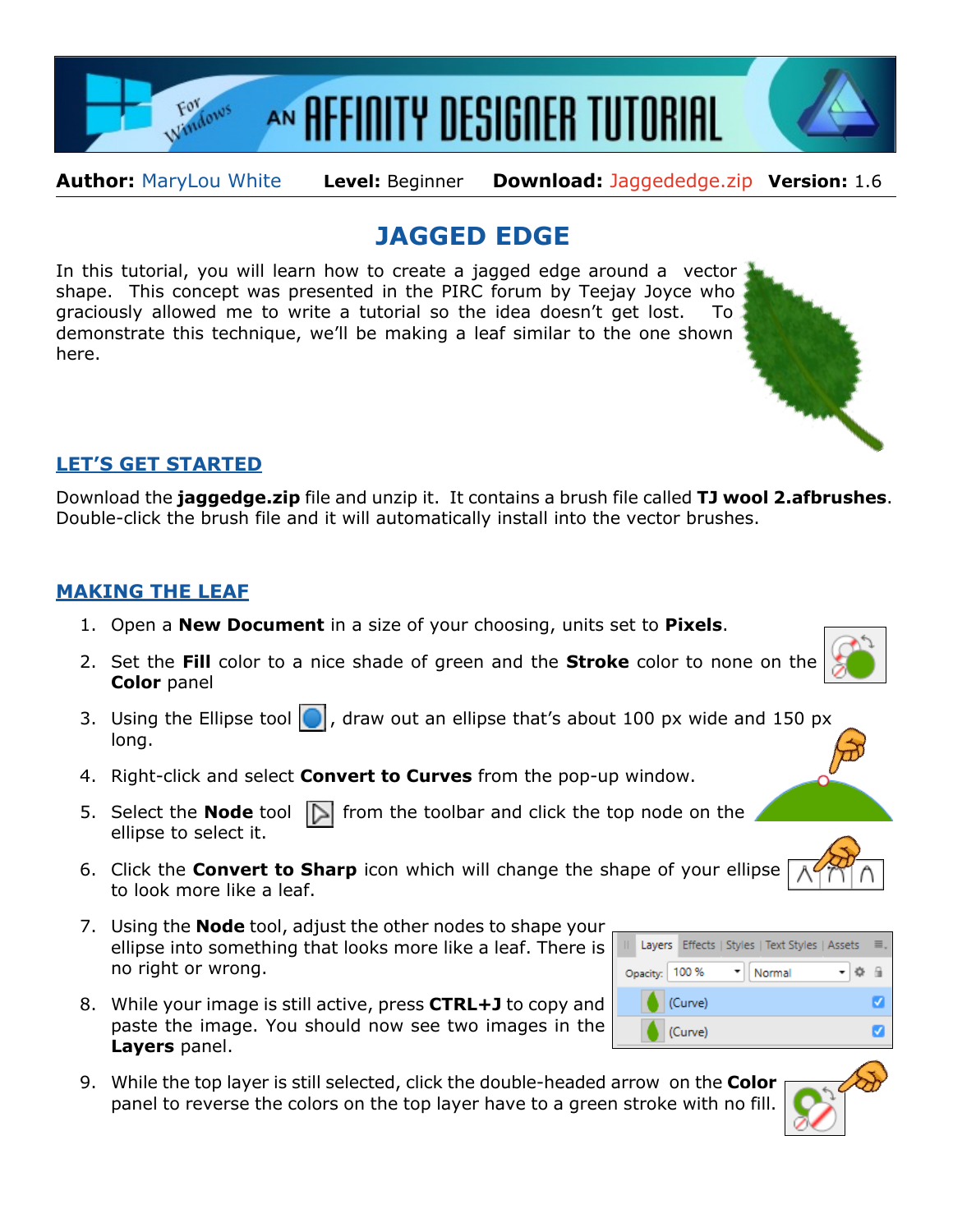Author: MaryLou White    Level: Beginner    Download: Jaggededge.zip    Version: 1.6

# JAGGED EDGE

In this tutorial, you will learn how to create a jagged edge around a vector shape. This concept was presented in the PIRC forum by Teejay Joyce who graciously allowed me to write a tutorial so the idea doesn't get lost. To demonstrate this technique, we'll be making a leaf similar to the one shown here.

## LET'S GET STARTED

Download the **jaggedge.zip** file and unzip it. It contains a brush file called **TJ wool 2.afbrushes**. Double-click the brush file and it will automatically install into the vector brushes.

## MAKING THE LEAF

1. Open a **New Document** in a size of your choosing, units set to **Pixels**.
2. Set the **Fill** color to a nice shade of green and the **Stroke** color to none on the **Color** panel
3. Using the Ellipse tool, draw out an ellipse that's about 100 px wide and 150 px long.
4. Right-click and select **Convert to Curves** from the pop-up window.
5. Select the **Node** tool from the toolbar and click the top node on the ellipse to select it.
6. Click the **Convert to Sharp** icon which will change the shape of your ellipse to look more like a leaf.
7. Using the **Node** tool, adjust the other nodes to shape your ellipse into something that looks more like a leaf. There is no right or wrong.
8. While your image is still active, press **CTRL+J** to copy and paste the image. You should now see two images in the **Layers** panel.
9. While the top layer is still selected, click the double-headed arrow on the **Color** panel to reverse the colors on the top layer have to a green stroke with no fill.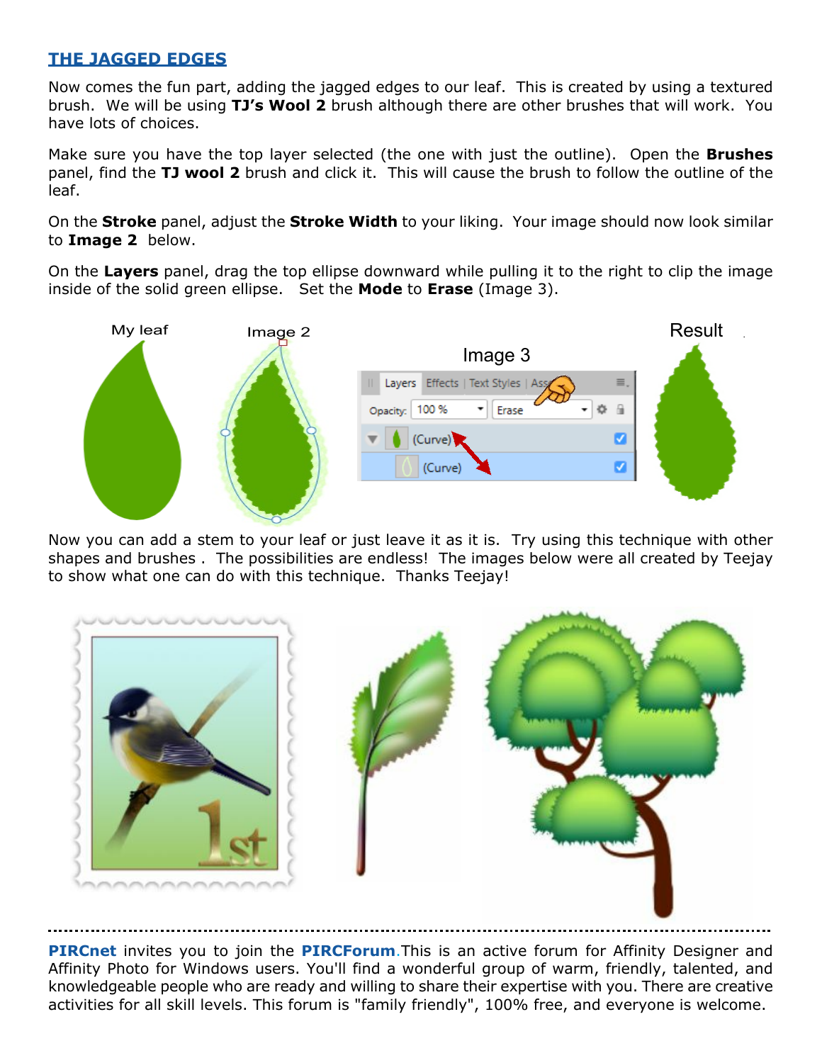## THE JAGGED EDGES

Now comes the fun part, adding the jagged edges to our leaf. This is created by using a textured brush. We will be using **TJ's Wool 2** brush although there are other brushes that will work. You have lots of choices.

Make sure you have the top layer selected (the one with just the outline). Open the **Brushes** panel, find the **TJ wool 2** brush and click it. This will cause the brush to follow the outline of the leaf.

On the **Stroke** panel, adjust the **Stroke Width** to your liking. Your image should now look similar to **Image 2** below.

On the **Layers** panel, drag the top ellipse downward while pulling it to the right to clip the image inside of the solid green ellipse. Set the **Mode** to **Erase** (Image 3).

My leaf

Image 2

Image 3

Result

Now you can add a stem to your leaf or just leave it as it is. Try using this technique with other shapes and brushes . The possibilities are endless! The images below were all created by Teejay to show what one can do with this technique. Thanks Teejay!

---

**PIRCnet** invites you to join the **PIRCForum**. This is an active forum for Affinity Designer and Affinity Photo for Windows users. You'll find a wonderful group of warm, friendly, talented, and knowledgeable people who are ready and willing to share their expertise with you. There are creative activities for all skill levels. This forum is "family friendly", 100% free, and everyone is welcome.